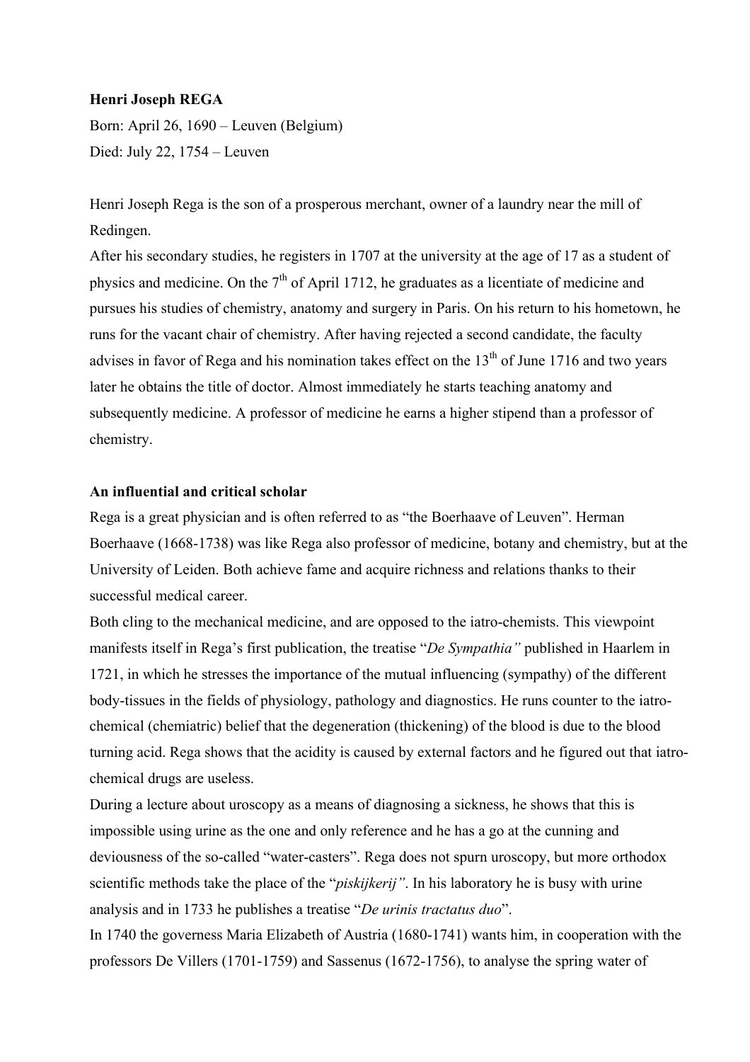**Henri Joseph REGA**

Born: April 26, 1690 – Leuven (Belgium)

Died: July 22, 1754 – Leuven

Henri Joseph Rega is the son of a prosperous merchant, owner of a laundry near the mill of Redingen.

After his secondary studies, he registers in 1707 at the university at the age of 17 as a student of physics and medicine. On the 7th of April 1712, he graduates as a licentiate of medicine and pursues his studies of chemistry, anatomy and surgery in Paris. On his return to his hometown, he runs for the vacant chair of chemistry. After having rejected a second candidate, the faculty advises in favor of Rega and his nomination takes effect on the 13th of June 1716 and two years later he obtains the title of doctor. Almost immediately he starts teaching anatomy and subsequently medicine. A professor of medicine he earns a higher stipend than a professor of chemistry.

**An influential and critical scholar**

Rega is a great physician and is often referred to as "the Boerhaave of Leuven". Herman Boerhaave (1668-1738) was like Rega also professor of medicine, botany and chemistry, but at the University of Leiden. Both achieve fame and acquire richness and relations thanks to their successful medical career.

Both cling to the mechanical medicine, and are opposed to the iatro-chemists. This viewpoint manifests itself in Rega's first publication, the treatise "*De Sympathia"* published in Haarlem in 1721, in which he stresses the importance of the mutual influencing (sympathy) of the different body-tissues in the fields of physiology, pathology and diagnostics. He runs counter to the iatro-chemical (chemiatric) belief that the degeneration (thickening) of the blood is due to the blood turning acid. Rega shows that the acidity is caused by external factors and he figured out that iatro-chemical drugs are useless.

During a lecture about uroscopy as a means of diagnosing a sickness, he shows that this is impossible using urine as the one and only reference and he has a go at the cunning and deviousness of the so-called "water-casters". Rega does not spurn uroscopy, but more orthodox scientific methods take the place of the "*piskijkerij"*. In his laboratory he is busy with urine analysis and in 1733 he publishes a treatise "*De urinis tractatus duo*".

In 1740 the governess Maria Elizabeth of Austria (1680-1741) wants him, in cooperation with the professors De Villers (1701-1759) and Sassenus (1672-1756), to analyse the spring water of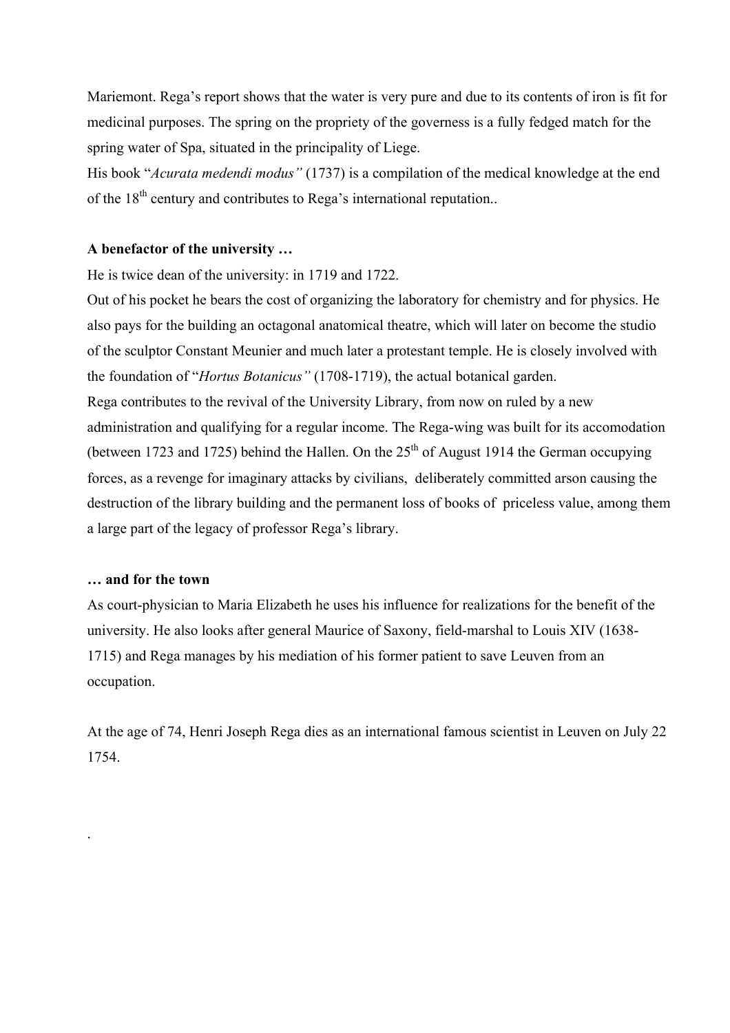Mariemont. Rega's report shows that the water is very pure and due to its contents of iron is fit for medicinal purposes. The spring on the propriety of the governess is a fully fedged match for the spring water of Spa, situated in the principality of Liege.

His book "*Acurata medendi modus"* (1737) is a compilation of the medical knowledge at the end of the 18th century and contributes to Rega's international reputation..

**A benefactor of the university …**

He is twice dean of the university: in 1719 and 1722.

Out of his pocket he bears the cost of organizing the laboratory for chemistry and for physics. He also pays for the building an octagonal anatomical theatre, which will later on become the studio of the sculptor Constant Meunier and much later a protestant temple. He is closely involved with the foundation of "*Hortus Botanicus"* (1708-1719), the actual botanical garden.

Rega contributes to the revival of the University Library, from now on ruled by a new administration and qualifying for a regular income. The Rega-wing was built for its accomodation (between 1723 and 1725) behind the Hallen. On the 25th of August 1914 the German occupying forces, as a revenge for imaginary attacks by civilians, deliberately committed arson causing the destruction of the library building and the permanent loss of books of priceless value, among them a large part of the legacy of professor Rega's library.

**… and for the town**

As court-physician to Maria Elizabeth he uses his influence for realizations for the benefit of the university. He also looks after general Maurice of Saxony, field-marshal to Louis XIV (1638-1715) and Rega manages by his mediation of his former patient to save Leuven from an occupation.

At the age of 74, Henri Joseph Rega dies as an international famous scientist in Leuven on July 22 1754.

.